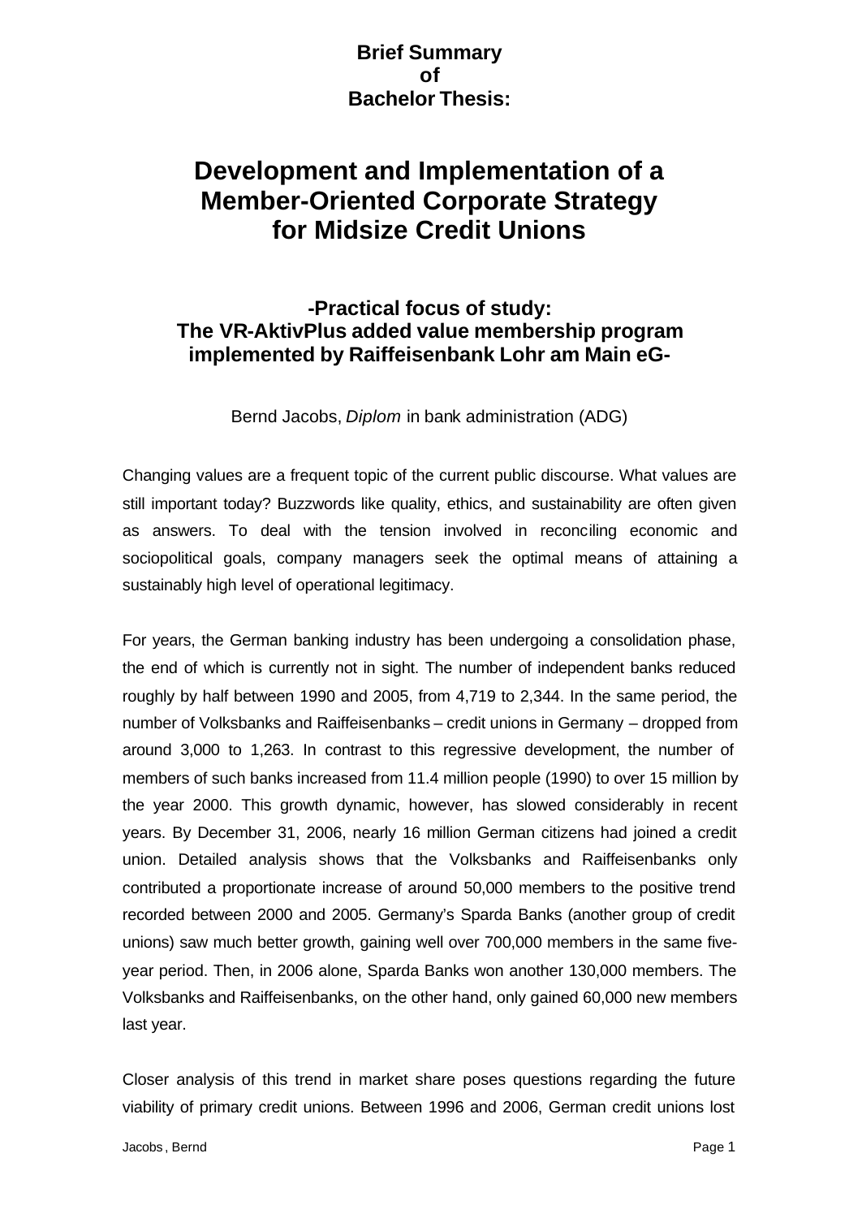**Brief Summary of Bachelor Thesis:**

# Development and Implementation of a Member-Oriented Corporate Strategy for Midsize Credit Unions

## -Practical focus of study: The VR-AktivPlus added value membership program implemented by Raiffeisenbank Lohr am Main eG-

Bernd Jacobs, *Diplom* in bank administration (ADG)

Changing values are a frequent topic of the current public discourse. What values are still important today? Buzzwords like quality, ethics, and sustainability are often given as answers. To deal with the tension involved in reconciling economic and sociopolitical goals, company managers seek the optimal means of attaining a sustainably high level of operational legitimacy.

For years, the German banking industry has been undergoing a consolidation phase, the end of which is currently not in sight. The number of independent banks reduced roughly by half between 1990 and 2005, from 4,719 to 2,344. In the same period, the number of Volksbanks and Raiffeisenbanks – credit unions in Germany – dropped from around 3,000 to 1,263. In contrast to this regressive development, the number of members of such banks increased from 11.4 million people (1990) to over 15 million by the year 2000. This growth dynamic, however, has slowed considerably in recent years. By December 31, 2006, nearly 16 million German citizens had joined a credit union. Detailed analysis shows that the Volksbanks and Raiffeisenbanks only contributed a proportionate increase of around 50,000 members to the positive trend recorded between 2000 and 2005. Germany's Sparda Banks (another group of credit unions) saw much better growth, gaining well over 700,000 members in the same five-year period. Then, in 2006 alone, Sparda Banks won another 130,000 members. The Volksbanks and Raiffeisenbanks, on the other hand, only gained 60,000 new members last year.

Closer analysis of this trend in market share poses questions regarding the future viability of primary credit unions. Between 1996 and 2006, German credit unions lost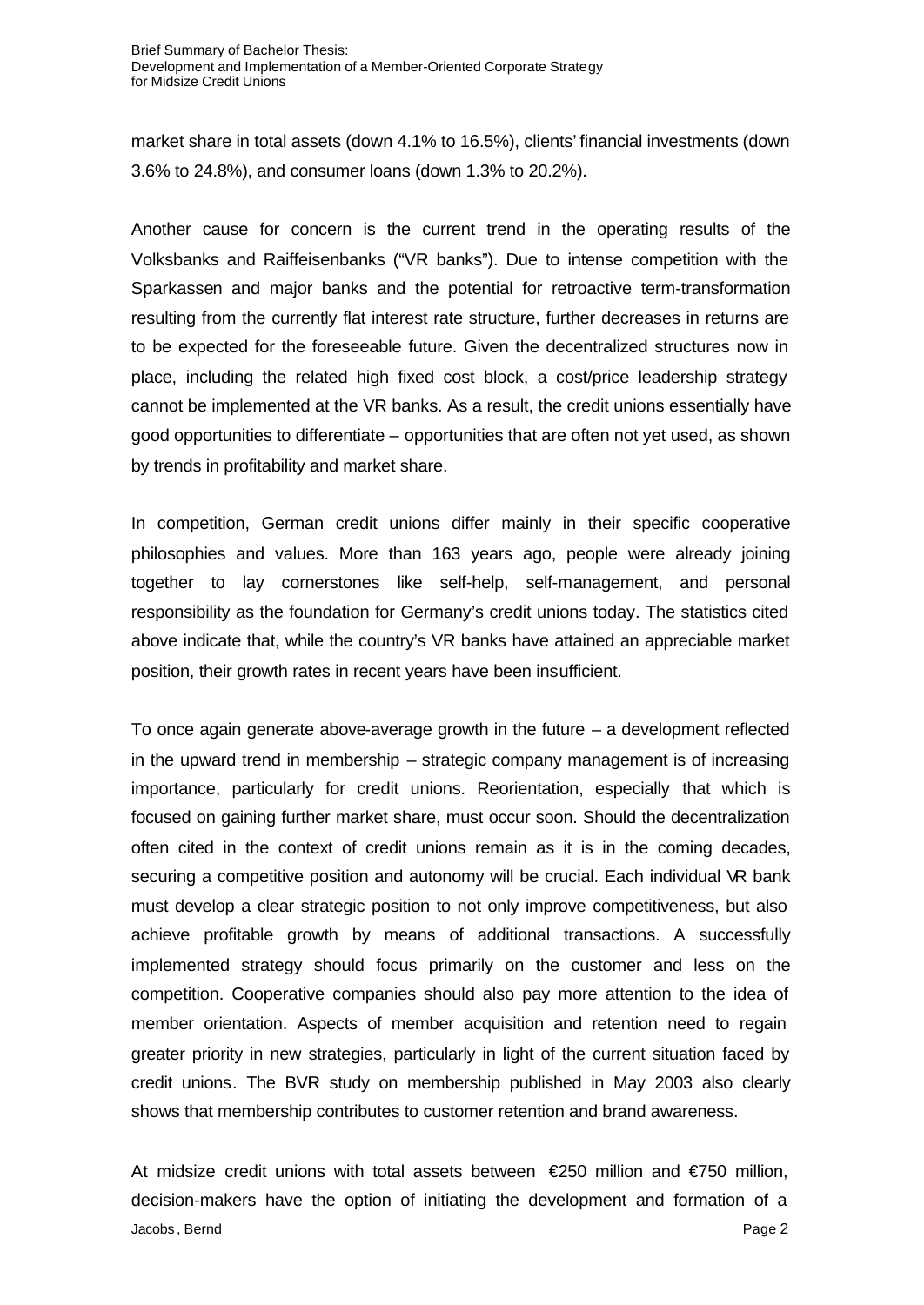market share in total assets (down 4.1% to 16.5%), clients' financial investments (down 3.6% to 24.8%), and consumer loans (down 1.3% to 20.2%).

Another cause for concern is the current trend in the operating results of the Volksbanks and Raiffeisenbanks ("VR banks"). Due to intense competition with the Sparkassen and major banks and the potential for retroactive term-transformation resulting from the currently flat interest rate structure, further decreases in returns are to be expected for the foreseeable future. Given the decentralized structures now in place, including the related high fixed cost block, a cost/price leadership strategy cannot be implemented at the VR banks. As a result, the credit unions essentially have good opportunities to differentiate – opportunities that are often not yet used, as shown by trends in profitability and market share.

In competition, German credit unions differ mainly in their specific cooperative philosophies and values. More than 163 years ago, people were already joining together to lay cornerstones like self-help, self-management, and personal responsibility as the foundation for Germany's credit unions today. The statistics cited above indicate that, while the country's VR banks have attained an appreciable market position, their growth rates in recent years have been insufficient.

To once again generate above-average growth in the future – a development reflected in the upward trend in membership – strategic company management is of increasing importance, particularly for credit unions. Reorientation, especially that which is focused on gaining further market share, must occur soon. Should the decentralization often cited in the context of credit unions remain as it is in the coming decades, securing a competitive position and autonomy will be crucial. Each individual VR bank must develop a clear strategic position to not only improve competitiveness, but also achieve profitable growth by means of additional transactions. A successfully implemented strategy should focus primarily on the customer and less on the competition. Cooperative companies should also pay more attention to the idea of member orientation. Aspects of member acquisition and retention need to regain greater priority in new strategies, particularly in light of the current situation faced by credit unions. The BVR study on membership published in May 2003 also clearly shows that membership contributes to customer retention and brand awareness.

At midsize credit unions with total assets between €250 million and €750 million, decision-makers have the option of initiating the development and formation of a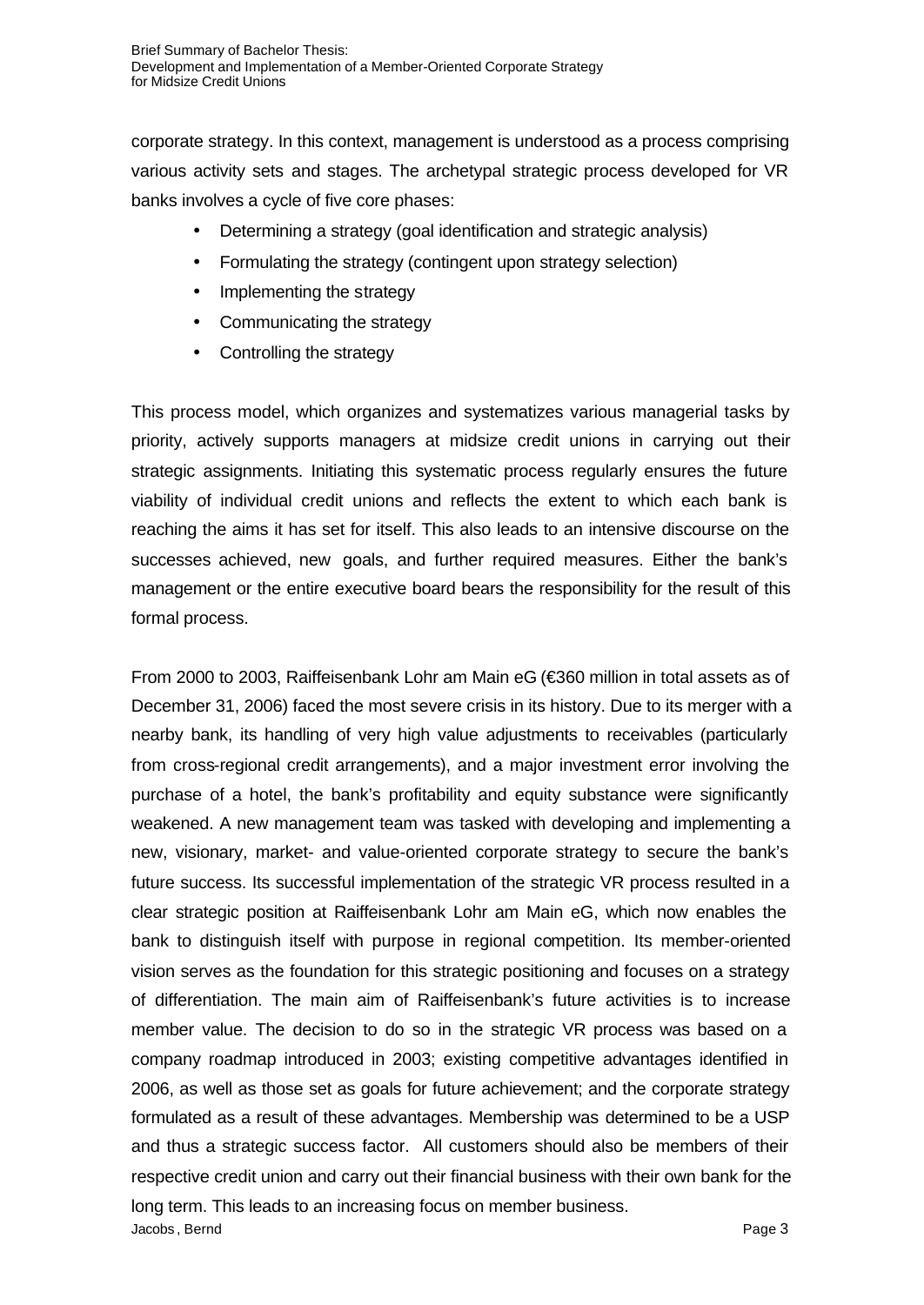corporate strategy. In this context, management is understood as a process comprising various activity sets and stages. The archetypal strategic process developed for VR banks involves a cycle of five core phases:

- Determining a strategy (goal identification and strategic analysis)
- Formulating the strategy (contingent upon strategy selection)
- Implementing the strategy
- Communicating the strategy
- Controlling the strategy

This process model, which organizes and systematizes various managerial tasks by priority, actively supports managers at midsize credit unions in carrying out their strategic assignments. Initiating this systematic process regularly ensures the future viability of individual credit unions and reflects the extent to which each bank is reaching the aims it has set for itself. This also leads to an intensive discourse on the successes achieved, new goals, and further required measures. Either the bank's management or the entire executive board bears the responsibility for the result of this formal process.

From 2000 to 2003, Raiffeisenbank Lohr am Main eG (€360 million in total assets as of December 31, 2006) faced the most severe crisis in its history. Due to its merger with a nearby bank, its handling of very high value adjustments to receivables (particularly from cross-regional credit arrangements), and a major investment error involving the purchase of a hotel, the bank's profitability and equity substance were significantly weakened. A new management team was tasked with developing and implementing a new, visionary, market- and value-oriented corporate strategy to secure the bank's future success. Its successful implementation of the strategic VR process resulted in a clear strategic position at Raiffeisenbank Lohr am Main eG, which now enables the bank to distinguish itself with purpose in regional competition. Its member-oriented vision serves as the foundation for this strategic positioning and focuses on a strategy of differentiation. The main aim of Raiffeisenbank's future activities is to increase member value. The decision to do so in the strategic VR process was based on a company roadmap introduced in 2003; existing competitive advantages identified in 2006, as well as those set as goals for future achievement; and the corporate strategy formulated as a result of these advantages. Membership was determined to be a USP and thus a strategic success factor. All customers should also be members of their respective credit union and carry out their financial business with their own bank for the long term. This leads to an increasing focus on member business.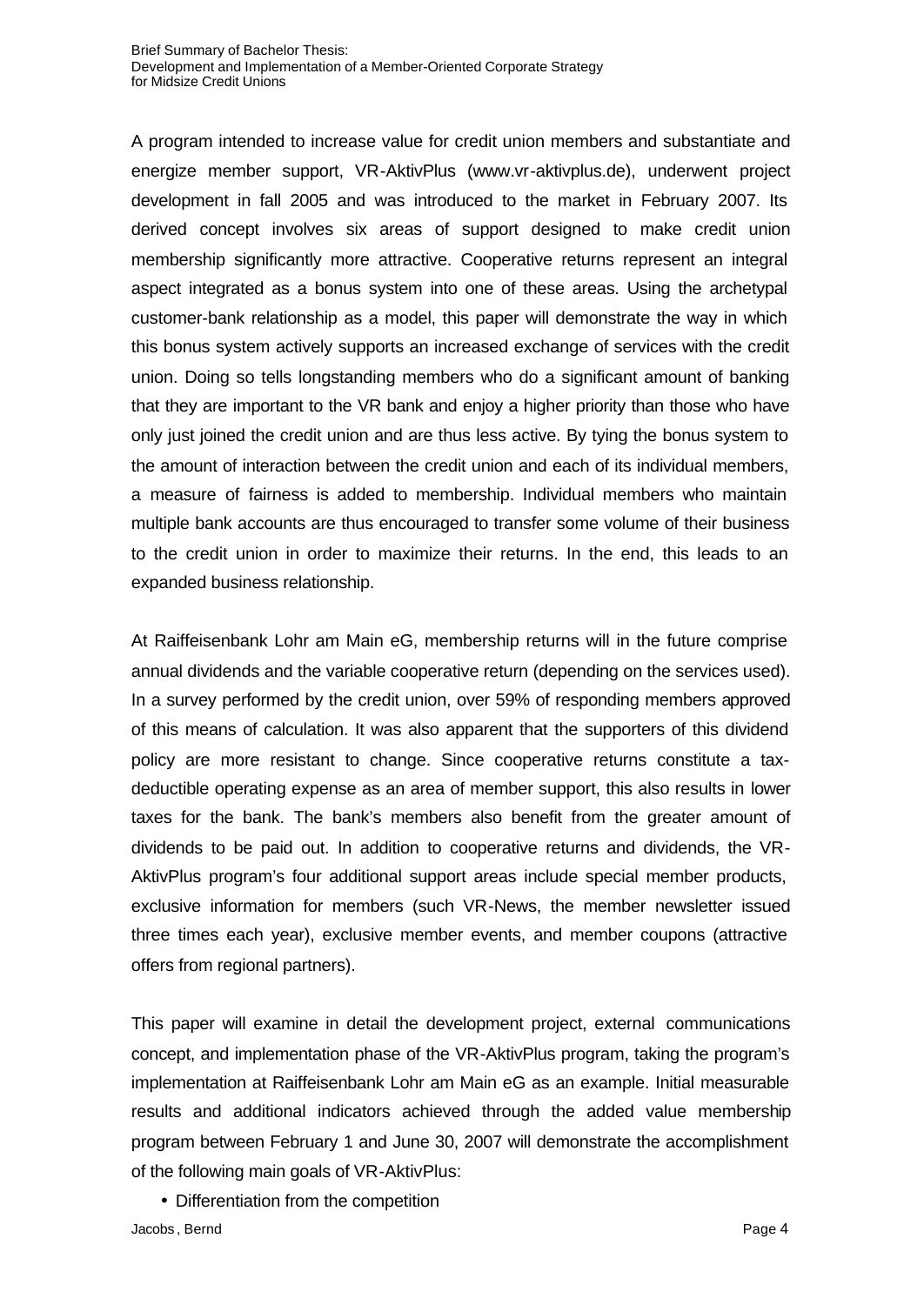A program intended to increase value for credit union members and substantiate and energize member support, VR-AktivPlus (www.vr-aktivplus.de), underwent project development in fall 2005 and was introduced to the market in February 2007. Its derived concept involves six areas of support designed to make credit union membership significantly more attractive. Cooperative returns represent an integral aspect integrated as a bonus system into one of these areas. Using the archetypal customer-bank relationship as a model, this paper will demonstrate the way in which this bonus system actively supports an increased exchange of services with the credit union. Doing so tells longstanding members who do a significant amount of banking that they are important to the VR bank and enjoy a higher priority than those who have only just joined the credit union and are thus less active. By tying the bonus system to the amount of interaction between the credit union and each of its individual members, a measure of fairness is added to membership. Individual members who maintain multiple bank accounts are thus encouraged to transfer some volume of their business to the credit union in order to maximize their returns. In the end, this leads to an expanded business relationship.

At Raiffeisenbank Lohr am Main eG, membership returns will in the future comprise annual dividends and the variable cooperative return (depending on the services used). In a survey performed by the credit union, over 59% of responding members approved of this means of calculation. It was also apparent that the supporters of this dividend policy are more resistant to change. Since cooperative returns constitute a tax-deductible operating expense as an area of member support, this also results in lower taxes for the bank. The bank's members also benefit from the greater amount of dividends to be paid out. In addition to cooperative returns and dividends, the VR-AktivPlus program's four additional support areas include special member products, exclusive information for members (such VR-News, the member newsletter issued three times each year), exclusive member events, and member coupons (attractive offers from regional partners).

This paper will examine in detail the development project, external communications concept, and implementation phase of the VR-AktivPlus program, taking the program's implementation at Raiffeisenbank Lohr am Main eG as an example. Initial measurable results and additional indicators achieved through the added value membership program between February 1 and June 30, 2007 will demonstrate the accomplishment of the following main goals of VR-AktivPlus:

- Differentiation from the competition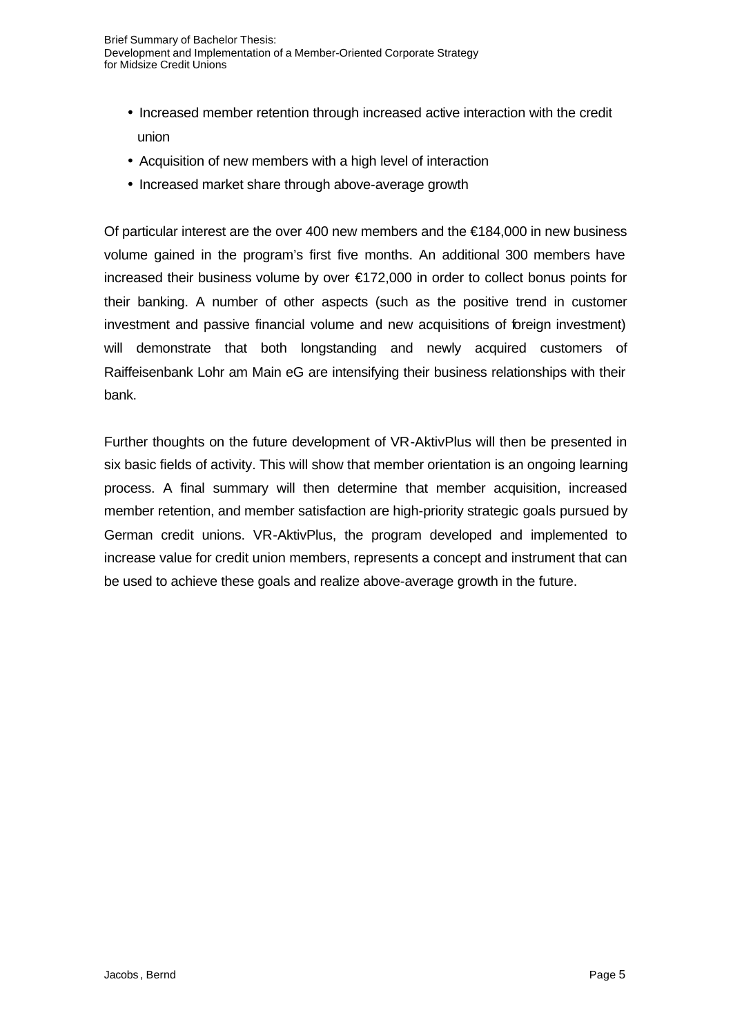- Increased member retention through increased active interaction with the credit union
- Acquisition of new members with a high level of interaction
- Increased market share through above-average growth

Of particular interest are the over 400 new members and the €184,000 in new business volume gained in the program's first five months. An additional 300 members have increased their business volume by over €172,000 in order to collect bonus points for their banking. A number of other aspects (such as the positive trend in customer investment and passive financial volume and new acquisitions of foreign investment) will demonstrate that both longstanding and newly acquired customers of Raiffeisenbank Lohr am Main eG are intensifying their business relationships with their bank.

Further thoughts on the future development of VR-AktivPlus will then be presented in six basic fields of activity. This will show that member orientation is an ongoing learning process. A final summary will then determine that member acquisition, increased member retention, and member satisfaction are high-priority strategic goals pursued by German credit unions. VR-AktivPlus, the program developed and implemented to increase value for credit union members, represents a concept and instrument that can be used to achieve these goals and realize above-average growth in the future.